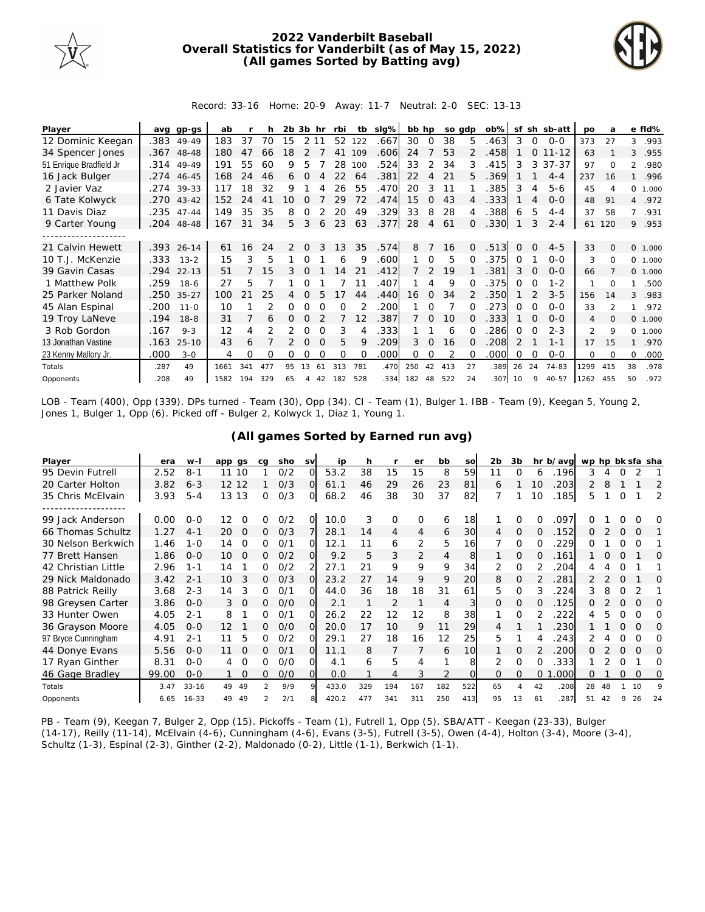# 2022 Vanderbilt Baseball
## Overall Statistics for Vanderbilt (as of May 15, 2022)
## (All games Sorted by Batting avg)

Record: 33-16 Home: 20-9 Away: 11-7 Neutral: 2-0 SEC: 13-13

| Player | avg | gp-gs | ab | r | h | 2b | 3b | hr | rbi | tb | slg% | bb | hp | so | gdp | ob% | sf | sh | sb-att | po | a | e | fld% |
|---|---|---|---|---|---|---|---|---|---|---|---|---|---|---|---|---|---|---|---|---|---|---|---|
| 12 Dominic Keegan | .383 | 49-49 | 183 | 37 | 70 | 15 | 2 | 11 | 52 | 122 | .667 | 30 | 0 | 38 | 5 | .463 | 3 | 0 | 0-0 | 373 | 27 | 3 | .993 |
| 34 Spencer Jones | .367 | 48-48 | 180 | 47 | 66 | 18 | 2 | 7 | 41 | 109 | .606 | 24 | 7 | 53 | 2 | .458 | 1 | 0 | 11-12 | 63 | 1 | 3 | .955 |
| 51 Enrique Bradfield Jr | .314 | 49-49 | 191 | 55 | 60 | 9 | 5 | 7 | 28 | 100 | .524 | 33 | 2 | 34 | 3 | .415 | 3 | 3 | 37-37 | 97 | 0 | 2 | .980 |
| 16 Jack Bulger | .274 | 46-45 | 168 | 24 | 46 | 6 | 0 | 4 | 22 | 64 | .381 | 22 | 4 | 21 | 5 | .369 | 1 | 1 | 4-4 | 237 | 16 | 1 | .996 |
| 2 Javier Vaz | .274 | 39-33 | 117 | 18 | 32 | 9 | 1 | 4 | 26 | 55 | .470 | 20 | 3 | 11 | 1 | .385 | 3 | 4 | 5-6 | 45 | 4 | 0 | 1.000 |
| 6 Tate Kolwyck | .270 | 43-42 | 152 | 24 | 41 | 10 | 0 | 7 | 29 | 72 | .474 | 15 | 0 | 43 | 4 | .333 | 1 | 4 | 0-0 | 48 | 91 | 4 | .972 |
| 11 Davis Diaz | .235 | 47-44 | 149 | 35 | 35 | 8 | 0 | 2 | 20 | 49 | .329 | 33 | 8 | 28 | 4 | .388 | 6 | 5 | 4-4 | 37 | 58 | 7 | .931 |
| 9 Carter Young | .204 | 48-48 | 167 | 31 | 34 | 5 | 3 | 6 | 23 | 63 | .377 | 28 | 4 | 61 | 0 | .330 | 1 | 3 | 2-4 | 61 | 120 | 9 | .953 |
| 21 Calvin Hewett | .393 | 26-14 | 61 | 16 | 24 | 2 | 0 | 3 | 13 | 35 | .574 | 8 | 7 | 16 | 0 | .513 | 0 | 0 | 4-5 | 33 | 0 | 0 | 1.000 |
| 10 T.J. McKenzie | .333 | 13-2 | 15 | 3 | 5 | 1 | 0 | 1 | 6 | 9 | .600 | 1 | 0 | 5 | 0 | .375 | 0 | 1 | 0-0 | 3 | 0 | 0 | 1.000 |
| 39 Gavin Casas | .294 | 22-13 | 51 | 7 | 15 | 3 | 0 | 1 | 14 | 21 | .412 | 7 | 2 | 19 | 1 | .381 | 3 | 0 | 0-0 | 66 | 7 | 0 | 1.000 |
| 1 Matthew Polk | .259 | 18-6 | 27 | 5 | 7 | 1 | 0 | 1 | 7 | 11 | .407 | 1 | 4 | 9 | 0 | .375 | 0 | 0 | 1-2 | 1 | 0 | 1 | .500 |
| 25 Parker Noland | .250 | 35-27 | 100 | 21 | 25 | 4 | 0 | 5 | 17 | 44 | .440 | 16 | 0 | 34 | 2 | .350 | 1 | 2 | 3-5 | 156 | 14 | 3 | .983 |
| 45 Alan Espinal | .200 | 11-0 | 10 | 1 | 2 | 0 | 0 | 0 | 0 | 2 | .200 | 1 | 0 | 7 | 0 | .273 | 0 | 0 | 0-0 | 33 | 2 | 1 | .972 |
| 19 Troy LaNeve | .194 | 18-8 | 31 | 7 | 6 | 0 | 0 | 2 | 7 | 12 | .387 | 7 | 0 | 10 | 0 | .333 | 1 | 0 | 0-0 | 4 | 0 | 0 | 1.000 |
| 3 Rob Gordon | .167 | 9-3 | 12 | 4 | 2 | 2 | 0 | 0 | 3 | 4 | .333 | 1 | 1 | 6 | 0 | .286 | 0 | 0 | 2-3 | 2 | 9 | 0 | 1.000 |
| 13 Jonathan Vastine | .163 | 25-10 | 43 | 6 | 7 | 2 | 0 | 0 | 5 | 9 | .209 | 3 | 0 | 16 | 0 | .208 | 2 | 1 | 1-1 | 17 | 15 | 1 | .970 |
| 23 Kenny Mallory Jr. | .000 | 3-0 | 4 | 0 | 0 | 0 | 0 | 0 | 0 | 0 | .000 | 0 | 0 | 2 | 0 | .000 | 0 | 0 | 0-0 | 0 | 0 | 0 | .000 |
| Totals | .287 | 49 | 1661 | 341 | 477 | 95 | 13 | 61 | 313 | 781 | .470 | 250 | 42 | 413 | 27 | .389 | 26 | 24 | 74-83 | 1299 | 415 | 38 | .978 |
| Opponents | .208 | 49 | 1582 | 194 | 329 | 65 | 4 | 42 | 182 | 528 | .334 | 182 | 48 | 522 | 24 | .307 | 10 | 9 | 40-57 | 1262 | 455 | 50 | .972 |

LOB - Team (400), Opp (339). DPs turned - Team (30), Opp (34). CI - Team (1), Bulger 1. IBB - Team (9), Keegan 5, Young 2, Jones 1, Bulger 1, Opp (6). Picked off - Bulger 2, Kolwyck 1, Diaz 1, Young 1.

## (All games Sorted by Earned run avg)

| Player | era | w-l | app | gs | cg | sho | sv | ip | h | r | er | bb | so | 2b | 3b | hr | b/avg | wp | hp | bk | sfa | sha |
|---|---|---|---|---|---|---|---|---|---|---|---|---|---|---|---|---|---|---|---|---|---|---|
| 95 Devin Futrell | 2.52 | 8-1 | 11 | 10 | 1 | 0/2 | 0 | 53.2 | 38 | 15 | 15 | 8 | 59 | 11 | 0 | 6 | .196 | 3 | 4 | 0 | 2 | 1 |
| 20 Carter Holton | 3.82 | 6-3 | 12 | 12 | 1 | 0/3 | 0 | 61.1 | 46 | 29 | 26 | 23 | 81 | 6 | 1 | 10 | .203 | 2 | 8 | 1 | 1 | 2 |
| 35 Chris McElvain | 3.93 | 5-4 | 13 | 13 | 0 | 0/3 | 0 | 68.2 | 46 | 38 | 30 | 37 | 82 | 7 | 1 | 10 | .185 | 5 | 1 | 0 | 1 | 2 |
| 99 Jack Anderson | 0.00 | 0-0 | 12 | 0 | 0 | 0/2 | 0 | 10.0 | 3 | 0 | 0 | 6 | 18 | 1 | 0 | 0 | .097 | 0 | 1 | 0 | 0 | 0 |
| 66 Thomas Schultz | 1.27 | 4-1 | 20 | 0 | 0 | 0/3 | 7 | 28.1 | 14 | 4 | 4 | 6 | 30 | 4 | 0 | 0 | .152 | 0 | 2 | 0 | 0 | 1 |
| 30 Nelson Berkwich | 1.46 | 1-0 | 14 | 0 | 0 | 0/1 | 0 | 12.1 | 11 | 6 | 2 | 5 | 16 | 7 | 0 | 0 | .229 | 0 | 1 | 0 | 0 | 1 |
| 77 Brett Hansen | 1.86 | 0-0 | 10 | 0 | 0 | 0/2 | 0 | 9.2 | 5 | 3 | 2 | 4 | 8 | 1 | 0 | 0 | .161 | 1 | 0 | 0 | 1 | 0 |
| 42 Christian Little | 2.96 | 1-1 | 14 | 1 | 0 | 0/2 | 2 | 27.1 | 21 | 9 | 9 | 9 | 34 | 2 | 0 | 2 | .204 | 4 | 4 | 0 | 1 | 1 |
| 29 Nick Maldonado | 3.42 | 2-1 | 10 | 3 | 0 | 0/3 | 0 | 23.2 | 27 | 14 | 9 | 9 | 20 | 8 | 0 | 2 | .281 | 2 | 2 | 0 | 1 | 1 |
| 88 Patrick Reilly | 3.68 | 2-3 | 14 | 3 | 0 | 0/1 | 0 | 44.0 | 36 | 18 | 18 | 31 | 61 | 5 | 0 | 3 | .224 | 3 | 8 | 0 | 2 | 1 |
| 98 Greysen Carter | 3.86 | 0-0 | 3 | 0 | 0 | 0/0 | 0 | 2.1 | 1 | 2 | 1 | 4 | 3 | 0 | 0 | 0 | .125 | 0 | 2 | 0 | 0 | 0 |
| 33 Hunter Owen | 4.05 | 2-1 | 8 | 1 | 0 | 0/1 | 0 | 26.2 | 22 | 12 | 12 | 8 | 38 | 1 | 0 | 2 | .222 | 4 | 5 | 0 | 0 | 0 |
| 36 Grayson Moore | 4.05 | 0-0 | 12 | 1 | 0 | 0/0 | 0 | 20.0 | 17 | 10 | 9 | 11 | 29 | 4 | 1 | 1 | .230 | 1 | 1 | 0 | 0 | 0 |
| 97 Bryce Cunningham | 4.91 | 2-1 | 11 | 5 | 0 | 0/2 | 0 | 29.1 | 27 | 18 | 16 | 12 | 25 | 5 | 1 | 4 | .243 | 2 | 4 | 0 | 0 | 0 |
| 44 Donye Evans | 5.56 | 0-0 | 11 | 0 | 0 | 0/1 | 0 | 11.1 | 8 | 7 | 7 | 6 | 10 | 1 | 0 | 2 | .200 | 0 | 2 | 0 | 0 | 0 |
| 17 Ryan Ginther | 8.31 | 0-0 | 4 | 0 | 0 | 0/0 | 0 | 4.1 | 6 | 5 | 4 | 1 | 8 | 2 | 0 | 0 | .333 | 1 | 2 | 0 | 1 | 0 |
| 46 Gage Bradley | 99.00 | 0-0 | 1 | 0 | 0 | 0/0 | 0 | 0.0 | 1 | 4 | 3 | 2 | 0 | 0 | 0 | 0 | 1.000 | 0 | 1 | 0 | 0 | 0 |
| Totals | 3.47 | 33-16 | 49 | 49 | 2 | 9/9 | 9 | 433.0 | 329 | 194 | 167 | 182 | 522 | 65 | 4 | 42 | .208 | 28 | 48 | 1 | 10 | 9 |
| Opponents | 6.65 | 16-33 | 49 | 49 | 2 | 2/1 | 8 | 420.2 | 477 | 341 | 311 | 250 | 413 | 95 | 13 | 61 | .287 | 51 | 42 | 9 | 26 | 24 |

PB - Team (9), Keegan 7, Bulger 2, Opp (15). Pickoffs - Team (1), Futrell 1, Opp (5). SBA/ATT - Keegan (23-33), Bulger (14-17), Reilly (11-14), McElvain (4-6), Cunningham (4-6), Evans (3-5), Futrell (3-5), Owen (4-4), Holton (3-4), Moore (3-4), Schultz (1-3), Espinal (2-3), Ginther (2-2), Maldonado (0-2), Little (1-1), Berkwich (1-1).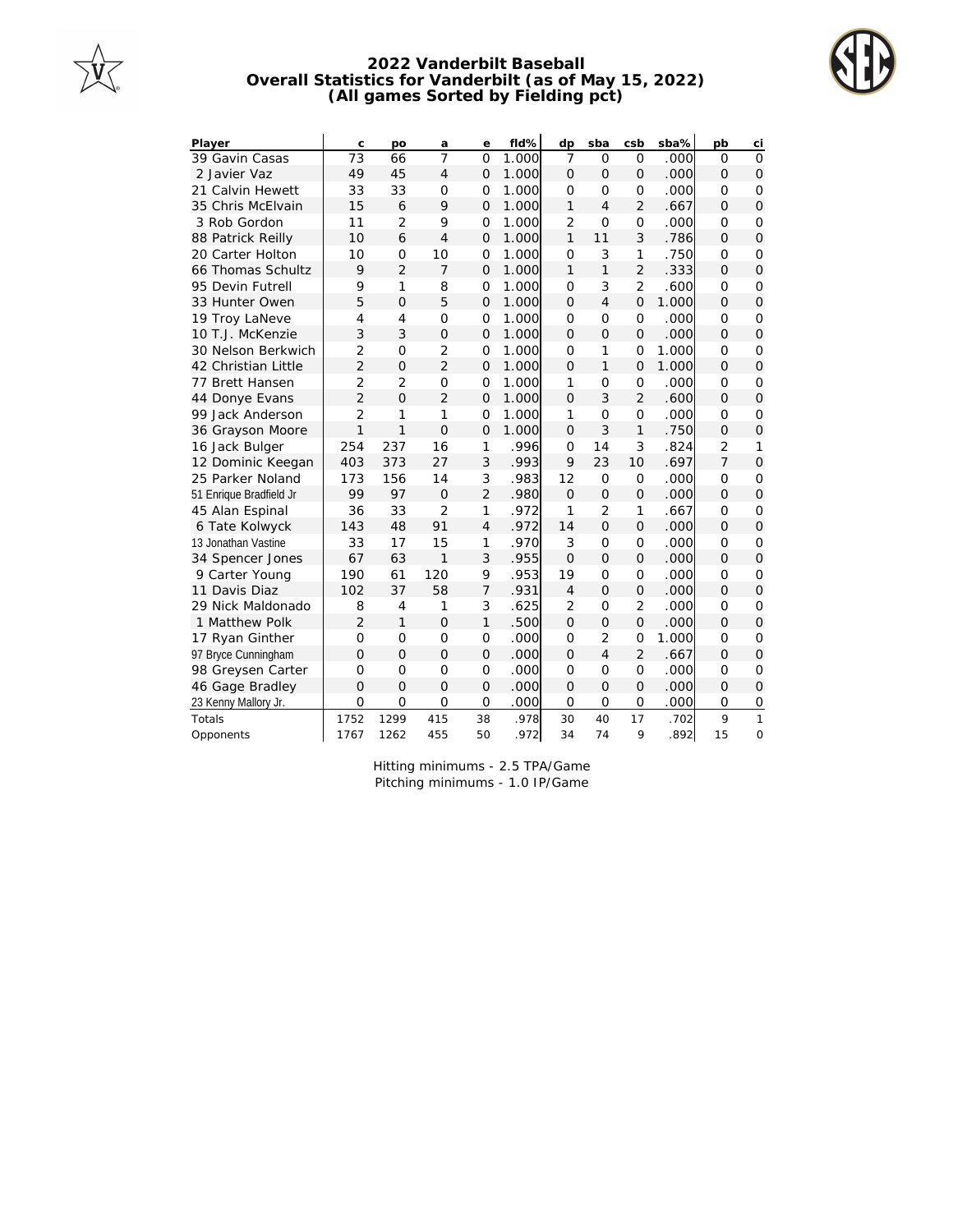# 2022 Vanderbilt Baseball
## Overall Statistics for Vanderbilt (as of May 15, 2022)
### (All games Sorted by Fielding pct)

| Player | c | po | a | e | fld% | dp | sba | csb | sba% | pb | ci |
|---|---|---|---|---|---|---|---|---|---|---|---|
| 39 Gavin Casas | 73 | 66 | 7 | 0 | 1.000 | 7 | 0 | 0 | .000 | 0 | 0 |
| 2 Javier Vaz | 49 | 45 | 4 | 0 | 1.000 | 0 | 0 | 0 | .000 | 0 | 0 |
| 21 Calvin Hewett | 33 | 33 | 0 | 0 | 1.000 | 0 | 0 | 0 | .000 | 0 | 0 |
| 35 Chris McElvain | 15 | 6 | 9 | 0 | 1.000 | 1 | 4 | 2 | .667 | 0 | 0 |
| 3 Rob Gordon | 11 | 2 | 9 | 0 | 1.000 | 2 | 0 | 0 | .000 | 0 | 0 |
| 88 Patrick Reilly | 10 | 6 | 4 | 0 | 1.000 | 1 | 11 | 3 | .786 | 0 | 0 |
| 20 Carter Holton | 10 | 0 | 10 | 0 | 1.000 | 0 | 3 | 1 | .750 | 0 | 0 |
| 66 Thomas Schultz | 9 | 2 | 7 | 0 | 1.000 | 1 | 1 | 2 | .333 | 0 | 0 |
| 95 Devin Futrell | 9 | 1 | 8 | 0 | 1.000 | 0 | 3 | 2 | .600 | 0 | 0 |
| 33 Hunter Owen | 5 | 0 | 5 | 0 | 1.000 | 0 | 4 | 0 | 1.000 | 0 | 0 |
| 19 Troy LaNeve | 4 | 4 | 0 | 0 | 1.000 | 0 | 0 | 0 | .000 | 0 | 0 |
| 10 T.J. McKenzie | 3 | 3 | 0 | 0 | 1.000 | 0 | 0 | 0 | .000 | 0 | 0 |
| 30 Nelson Berkwich | 2 | 0 | 2 | 0 | 1.000 | 0 | 1 | 0 | 1.000 | 0 | 0 |
| 42 Christian Little | 2 | 0 | 2 | 0 | 1.000 | 0 | 1 | 0 | 1.000 | 0 | 0 |
| 77 Brett Hansen | 2 | 2 | 0 | 0 | 1.000 | 1 | 0 | 0 | .000 | 0 | 0 |
| 44 Donye Evans | 2 | 0 | 2 | 0 | 1.000 | 0 | 3 | 2 | .600 | 0 | 0 |
| 99 Jack Anderson | 2 | 1 | 1 | 0 | 1.000 | 1 | 0 | 0 | .000 | 0 | 0 |
| 36 Grayson Moore | 1 | 1 | 0 | 0 | 1.000 | 0 | 3 | 1 | .750 | 0 | 0 |
| 16 Jack Bulger | 254 | 237 | 16 | 1 | .996 | 0 | 14 | 3 | .824 | 2 | 1 |
| 12 Dominic Keegan | 403 | 373 | 27 | 3 | .993 | 9 | 23 | 10 | .697 | 7 | 0 |
| 25 Parker Noland | 173 | 156 | 14 | 3 | .983 | 12 | 0 | 0 | .000 | 0 | 0 |
| 51 Enrique Bradfield Jr | 99 | 97 | 0 | 2 | .980 | 0 | 0 | 0 | .000 | 0 | 0 |
| 45 Alan Espinal | 36 | 33 | 2 | 1 | .972 | 1 | 2 | 1 | .667 | 0 | 0 |
| 6 Tate Kolwyck | 143 | 48 | 91 | 4 | .972 | 14 | 0 | 0 | .000 | 0 | 0 |
| 13 Jonathan Vastine | 33 | 17 | 15 | 1 | .970 | 3 | 0 | 0 | .000 | 0 | 0 |
| 34 Spencer Jones | 67 | 63 | 1 | 3 | .955 | 0 | 0 | 0 | .000 | 0 | 0 |
| 9 Carter Young | 190 | 61 | 120 | 9 | .953 | 19 | 0 | 0 | .000 | 0 | 0 |
| 11 Davis Diaz | 102 | 37 | 58 | 7 | .931 | 4 | 0 | 0 | .000 | 0 | 0 |
| 29 Nick Maldonado | 8 | 4 | 1 | 3 | .625 | 2 | 0 | 2 | .000 | 0 | 0 |
| 1 Matthew Polk | 2 | 1 | 0 | 1 | .500 | 0 | 0 | 0 | .000 | 0 | 0 |
| 17 Ryan Ginther | 0 | 0 | 0 | 0 | .000 | 0 | 2 | 0 | 1.000 | 0 | 0 |
| 97 Bryce Cunningham | 0 | 0 | 0 | 0 | .000 | 0 | 4 | 2 | .667 | 0 | 0 |
| 98 Greysen Carter | 0 | 0 | 0 | 0 | .000 | 0 | 0 | 0 | .000 | 0 | 0 |
| 46 Gage Bradley | 0 | 0 | 0 | 0 | .000 | 0 | 0 | 0 | .000 | 0 | 0 |
| 23 Kenny Mallory Jr. | 0 | 0 | 0 | 0 | .000 | 0 | 0 | 0 | .000 | 0 | 0 |
| Totals | 1752 | 1299 | 415 | 38 | .978 | 30 | 40 | 17 | .702 | 9 | 1 |
| Opponents | 1767 | 1262 | 455 | 50 | .972 | 34 | 74 | 9 | .892 | 15 | 0 |

Hitting minimums - 2.5 TPA/Game
Pitching minimums - 1.0 IP/Game